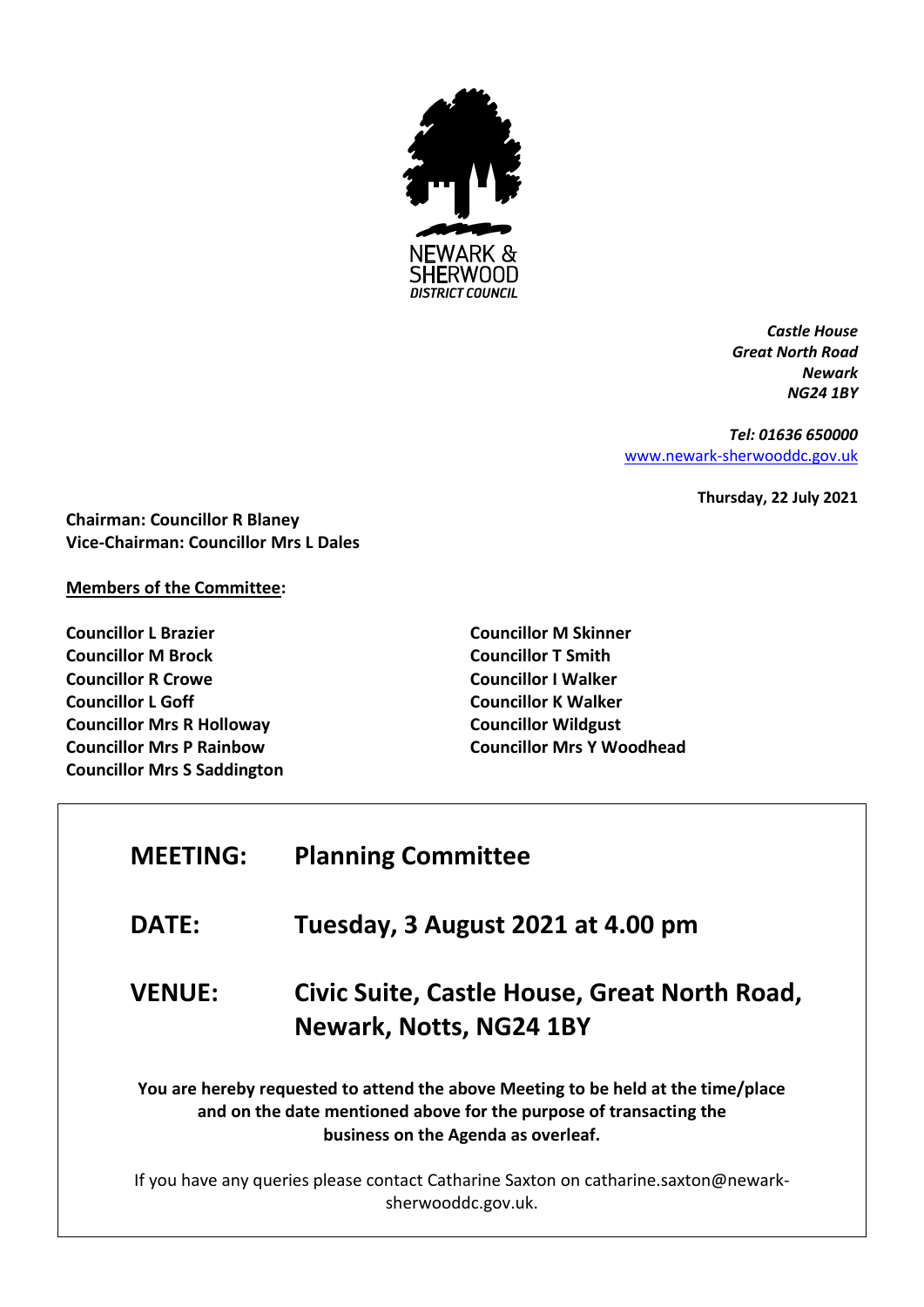NEWARK & SHERWOOD
*DISTRICT COUNCIL*

***Castle House***
***Great North Road***
***Newark***
***NG24 1BY***

***Tel: 01636 650000***
[www.newark-sherwooddc.gov.uk](http://www.newark-sherwooddc.gov.uk)

**Thursday, 22 July 2021**

**Chairman: Councillor R Blaney**
**Vice-Chairman: Councillor Mrs L Dales**

**Members of the Committee:**

**Councillor L Brazier**
**Councillor M Brock**
**Councillor R Crowe**
**Councillor L Goff**
**Councillor Mrs R Holloway**
**Councillor Mrs P Rainbow**
**Councillor Mrs S Saddington**
**Councillor M Skinner**
**Councillor T Smith**
**Councillor I Walker**
**Councillor K Walker**
**Councillor Wildgust**
**Councillor Mrs Y Woodhead**

## MEETING: Planning Committee

## DATE: Tuesday, 3 August 2021 at 4.00 pm

## VENUE: Civic Suite, Castle House, Great North Road, Newark, Notts, NG24 1BY

**You are hereby requested to attend the above Meeting to be held at the time/place and on the date mentioned above for the purpose of transacting the business on the Agenda as overleaf.**

If you have any queries please contact Catharine Saxton on catharine.saxton@newark-sherwooddc.gov.uk.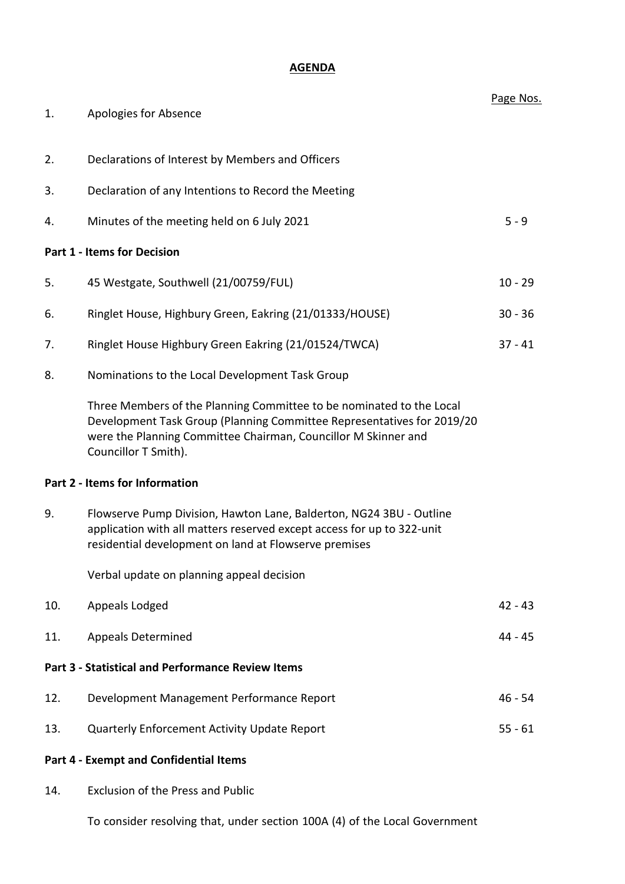**AGENDA**

| | | Page Nos. |
|---|---|---|
| 1. | Apologies for Absence | |
| 2. | Declarations of Interest by Members and Officers | |
| 3. | Declaration of any Intentions to Record the Meeting | |
| 4. | Minutes of the meeting held on 6 July 2021 | 5 - 9 |
| **Part 1 - Items for Decision** | | |
| 5. | 45 Westgate, Southwell (21/00759/FUL) | 10 - 29 |
| 6. | Ringlet House, Highbury Green, Eakring (21/01333/HOUSE) | 30 - 36 |
| 7. | Ringlet House Highbury Green Eakring (21/01524/TWCA) | 37 - 41 |
| 8. | Nominations to the Local Development Task Group<br><br>Three Members of the Planning Committee to be nominated to the Local Development Task Group (Planning Committee Representatives for 2019/20 were the Planning Committee Chairman, Councillor M Skinner and Councillor T Smith). | |
| **Part 2 - Items for Information** | | |
| 9. | Flowserve Pump Division, Hawton Lane, Balderton, NG24 3BU - Outline application with all matters reserved except access for up to 322-unit residential development on land at Flowserve premises<br><br>Verbal update on planning appeal decision | |
| 10. | Appeals Lodged | 42 - 43 |
| 11. | Appeals Determined | 44 - 45 |
| **Part 3 - Statistical and Performance Review Items** | | |
| 12. | Development Management Performance Report | 46 - 54 |
| 13. | Quarterly Enforcement Activity Update Report | 55 - 61 |
| **Part 4 - Exempt and Confidential Items** | | |
| 14. | Exclusion of the Press and Public<br><br>To consider resolving that, under section 100A (4) of the Local Government | |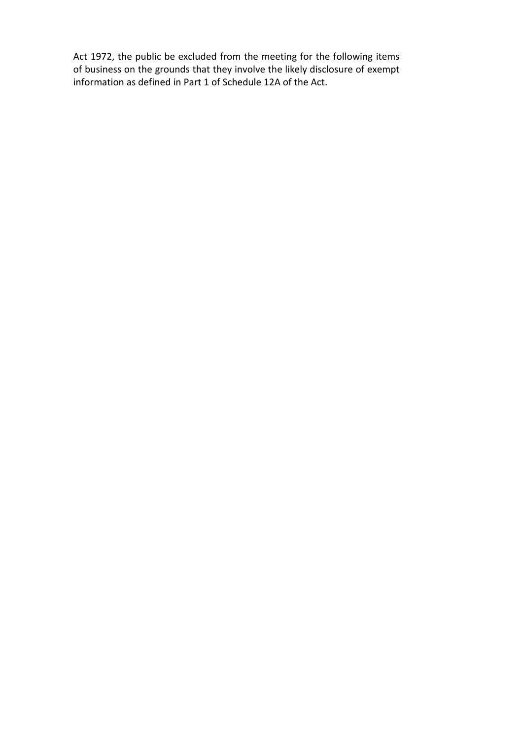Act 1972, the public be excluded from the meeting for the following items of business on the grounds that they involve the likely disclosure of exempt information as defined in Part 1 of Schedule 12A of the Act.